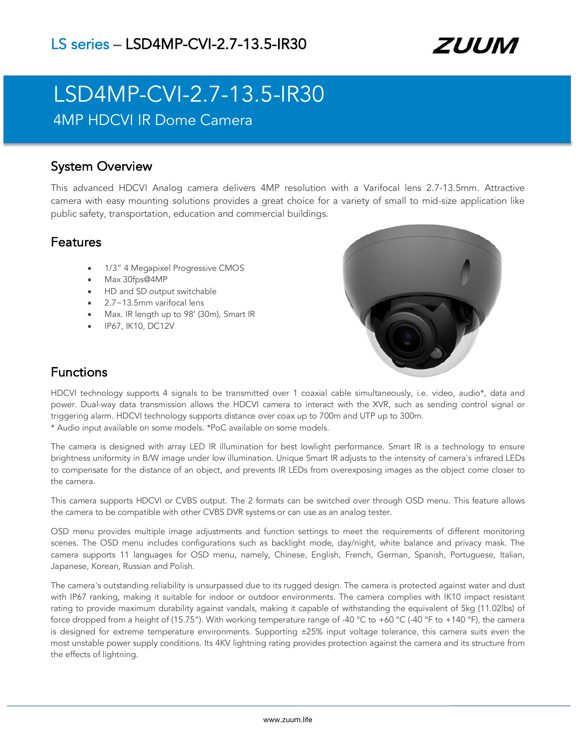LS series – LSD4MP-CVI-2.7-13.5-IR30

ZUUM

# LSD4MP-CVI-2.7-13.5-IR30

4MP HDCVI IR Dome Camera

## System Overview

This advanced HDCVI Analog camera delivers 4MP resolution with a Varifocal lens 2.7-13.5mm. Attractive camera with easy mounting solutions provides a great choice for a variety of small to mid-size application like public safety, transportation, education and commercial buildings.

## Features

- 1/3" 4 Megapixel Progressive CMOS
- Max 30fps@4MP
- HD and SD output switchable
- 2.7~13.5mm varifocal lens
- Max. IR length up to 98' (30m), Smart IR
- IP67, IK10, DC12V

## Functions

HDCVI technology supports 4 signals to be transmitted over 1 coaxial cable simultaneously, i.e. video, audio*, data and power. Dual-way data transmission allows the HDCVI camera to interact with the XVR, such as sending control signal or triggering alarm. HDCVI technology supports distance over coax up to 700m and UTP up to 300m.
* Audio input available on some models. *PoC available on some models.

The camera is designed with array LED IR illumination for best lowlight performance. Smart IR is a technology to ensure brightness uniformity in B/W image under low illumination. Unique Smart IR adjusts to the intensity of camera's infrared LEDs to compensate for the distance of an object, and prevents IR LEDs from overexposing images as the object come closer to the camera.

This camera supports HDCVI or CVBS output. The 2 formats can be switched over through OSD menu. This feature allows the camera to be compatible with other CVBS DVR systems or can use as an analog tester.

OSD menu provides multiple image adjustments and function settings to meet the requirements of different monitoring scenes. The OSD menu includes configurations such as backlight mode, day/night, white balance and privacy mask. The camera supports 11 languages for OSD menu, namely, Chinese, English, French, German, Spanish, Portuguese, Italian, Japanese, Korean, Russian and Polish.

The camera's outstanding reliability is unsurpassed due to its rugged design. The camera is protected against water and dust with IP67 ranking, making it suitable for indoor or outdoor environments. The camera complies with IK10 impact resistant rating to provide maximum durability against vandals, making it capable of withstanding the equivalent of 5kg (11.02lbs) of force dropped from a height of (15.75"). With working temperature range of -40 °C to +60 °C (-40 °F to +140 °F), the camera is designed for extreme temperature environments. Supporting ±25% input voltage tolerance, this camera suits even the most unstable power supply conditions. Its 4KV lightning rating provides protection against the camera and its structure from the effects of lightning.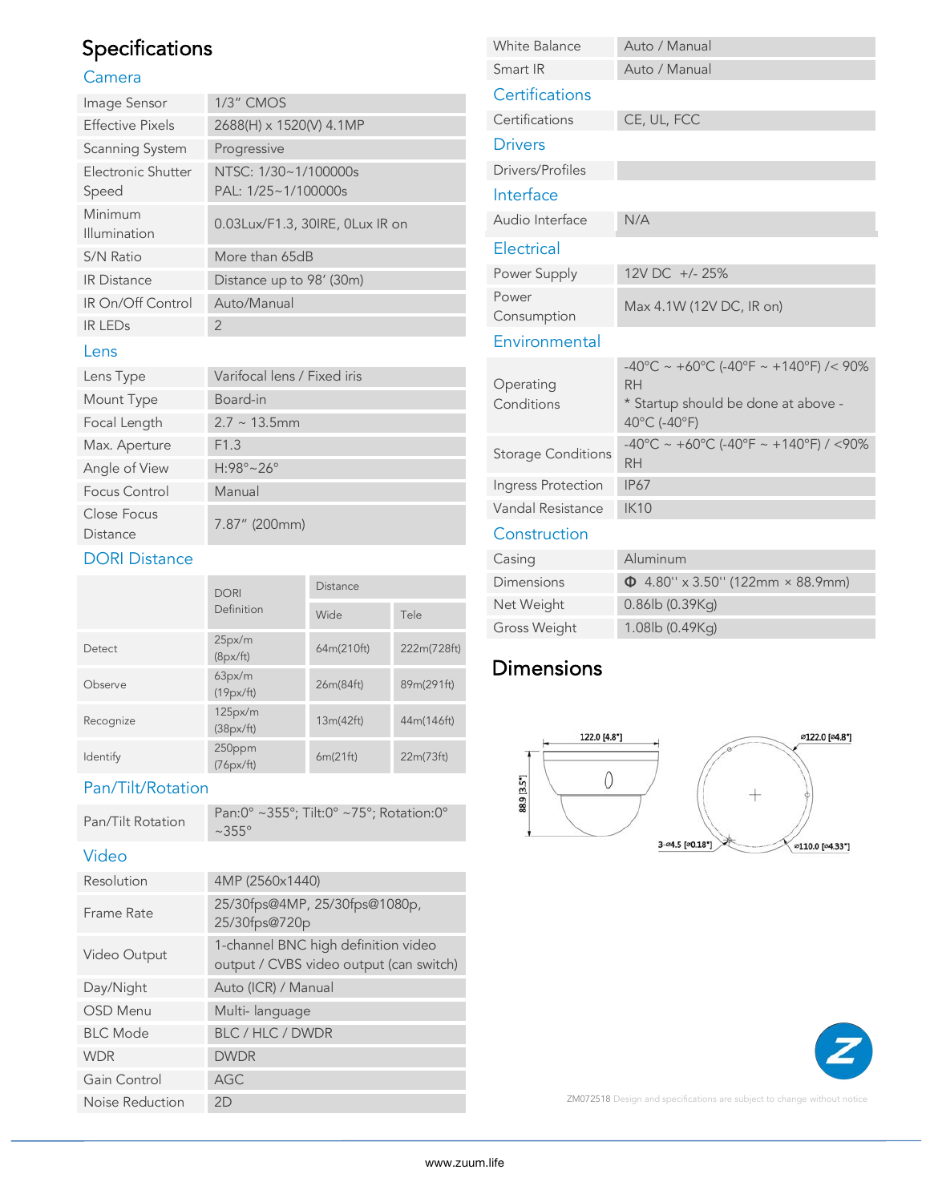# Specifications

## Camera

| | |
|---|---|
| Image Sensor | 1/3" CMOS |
| Effective Pixels | 2688(H) x 1520(V) 4.1MP |
| Scanning System | Progressive |
| Electronic Shutter Speed | NTSC: 1/30~1/100000s<br>PAL: 1/25~1/100000s |
| Minimum Illumination | 0.03Lux/F1.3, 30IRE, 0Lux IR on |
| S/N Ratio | More than 65dB |
| IR Distance | Distance up to 98' (30m) |
| IR On/Off Control | Auto/Manual |
| IR LEDs | 2 |

## Lens

| | |
|---|---|
| Lens Type | Varifocal lens / Fixed iris |
| Mount Type | Board-in |
| Focal Length | 2.7 ~ 13.5mm |
| Max. Aperture | F1.3 |
| Angle of View | H:98°~26° |
| Focus Control | Manual |
| Close Focus Distance | 7.87" (200mm) |

## DORI Distance

| | DORI Definition | Distance | |
|---|---|---|---|
| | | Wide | Tele |
| Detect | 25px/m (8px/ft) | 64m(210ft) | 222m(728ft) |
| Observe | 63px/m (19px/ft) | 26m(84ft) | 89m(291ft) |
| Recognize | 125px/m (38px/ft) | 13m(42ft) | 44m(146ft) |
| Identify | 250ppm (76px/ft) | 6m(21ft) | 22m(73ft) |

## Pan/Tilt/Rotation

| | |
|---|---|
| Pan/Tilt Rotation | Pan:0° ~355°; Tilt:0° ~75°; Rotation:0° ~355° |

## Video

| | |
|---|---|
| Resolution | 4MP (2560x1440) |
| Frame Rate | 25/30fps@4MP, 25/30fps@1080p, 25/30fps@720p |
| Video Output | 1-channel BNC high definition video output / CVBS video output (can switch) |
| Day/Night | Auto (ICR) / Manual |
| OSD Menu | Multi- language |
| BLC Mode | BLC / HLC / DWDR |
| WDR | DWDR |
| Gain Control | AGC |
| Noise Reduction | 2D |
| White Balance | Auto / Manual |
| Smart IR | Auto / Manual |

## Certifications

| | |
|---|---|
| Certifications | CE, UL, FCC |

## Drivers

| | |
|---|---|
| Drivers/Profiles | |

## Interface

| | |
|---|---|
| Audio Interface | N/A |

## Electrical

| | |
|---|---|
| Power Supply | 12V DC +/- 25% |
| Power Consumption | Max 4.1W (12V DC, IR on) |

## Environmental

| | |
|---|---|
| Operating Conditions | -40°C ~ +60°C (-40°F ~ +140°F) /< 90% RH<br>* Startup should be done at above -40°C (-40°F) |
| Storage Conditions | -40°C ~ +60°C (-40°F ~ +140°F) / <90% RH |
| Ingress Protection | IP67 |
| Vandal Resistance | IK10 |

## Construction

| | |
|---|---|
| Casing | Aluminum |
| Dimensions | Φ 4.80'' x 3.50'' (122mm × 88.9mm) |
| Net Weight | 0.86lb (0.39Kg) |
| Gross Weight | 1.08lb (0.49Kg) |

# Dimensions

122.0 [4.8"]
88.9 [3.5"]
⌀122.0 [⌀4.8"]
3-⌀4.5 [⌀0.18"]
⌀110.0 [⌀4.33"]

ZM072518 Design and specifications are subject to change without notice

www.zuum.life